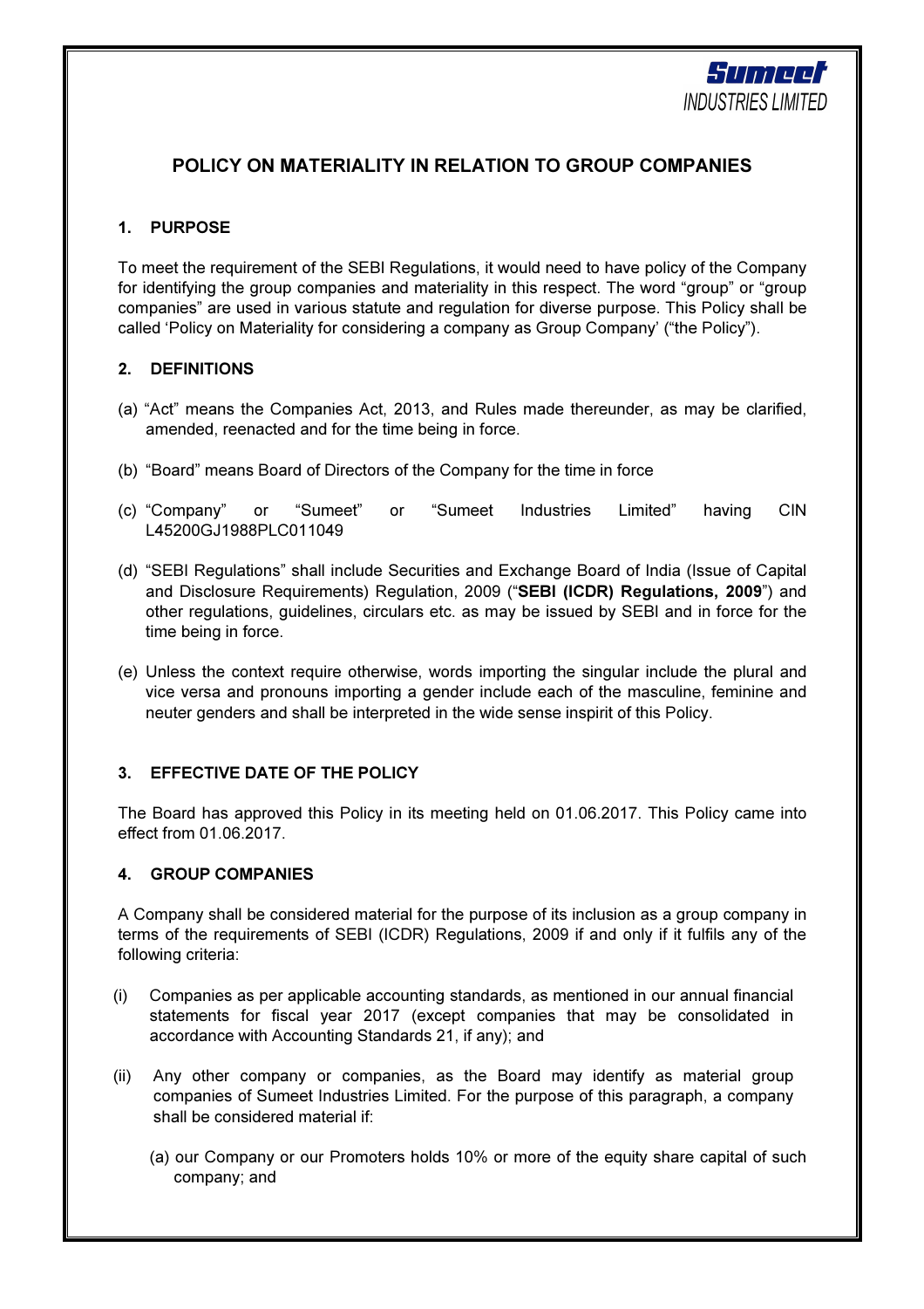Sumeet
INDUSTRIES LIMITED

# POLICY ON MATERIALITY IN RELATION TO GROUP COMPANIES

## 1. PURPOSE

To meet the requirement of the SEBI Regulations, it would need to have policy of the Company for identifying the group companies and materiality in this respect. The word "group" or "group companies" are used in various statute and regulation for diverse purpose. This Policy shall be called 'Policy on Materiality for considering a company as Group Company' ("the Policy").

## 2. DEFINITIONS

(a) "Act" means the Companies Act, 2013, and Rules made thereunder, as may be clarified, amended, reenacted and for the time being in force.

(b) "Board" means Board of Directors of the Company for the time in force

(c) "Company" or "Sumeet" or "Sumeet Industries Limited" having CIN L45200GJ1988PLC011049

(d) "SEBI Regulations" shall include Securities and Exchange Board of India (Issue of Capital and Disclosure Requirements) Regulation, 2009 ("**SEBI (ICDR) Regulations, 2009**") and other regulations, guidelines, circulars etc. as may be issued by SEBI and in force for the time being in force.

(e) Unless the context require otherwise, words importing the singular include the plural and vice versa and pronouns importing a gender include each of the masculine, feminine and neuter genders and shall be interpreted in the wide sense inspirit of this Policy.

## 3. EFFECTIVE DATE OF THE POLICY

The Board has approved this Policy in its meeting held on 01.06.2017. This Policy came into effect from 01.06.2017.

## 4. GROUP COMPANIES

A Company shall be considered material for the purpose of its inclusion as a group company in terms of the requirements of SEBI (ICDR) Regulations, 2009 if and only if it fulfils any of the following criteria:

(i) Companies as per applicable accounting standards, as mentioned in our annual financial statements for fiscal year 2017 (except companies that may be consolidated in accordance with Accounting Standards 21, if any); and

(ii) Any other company or companies, as the Board may identify as material group companies of Sumeet Industries Limited. For the purpose of this paragraph, a company shall be considered material if:

(a) our Company or our Promoters holds 10% or more of the equity share capital of such company; and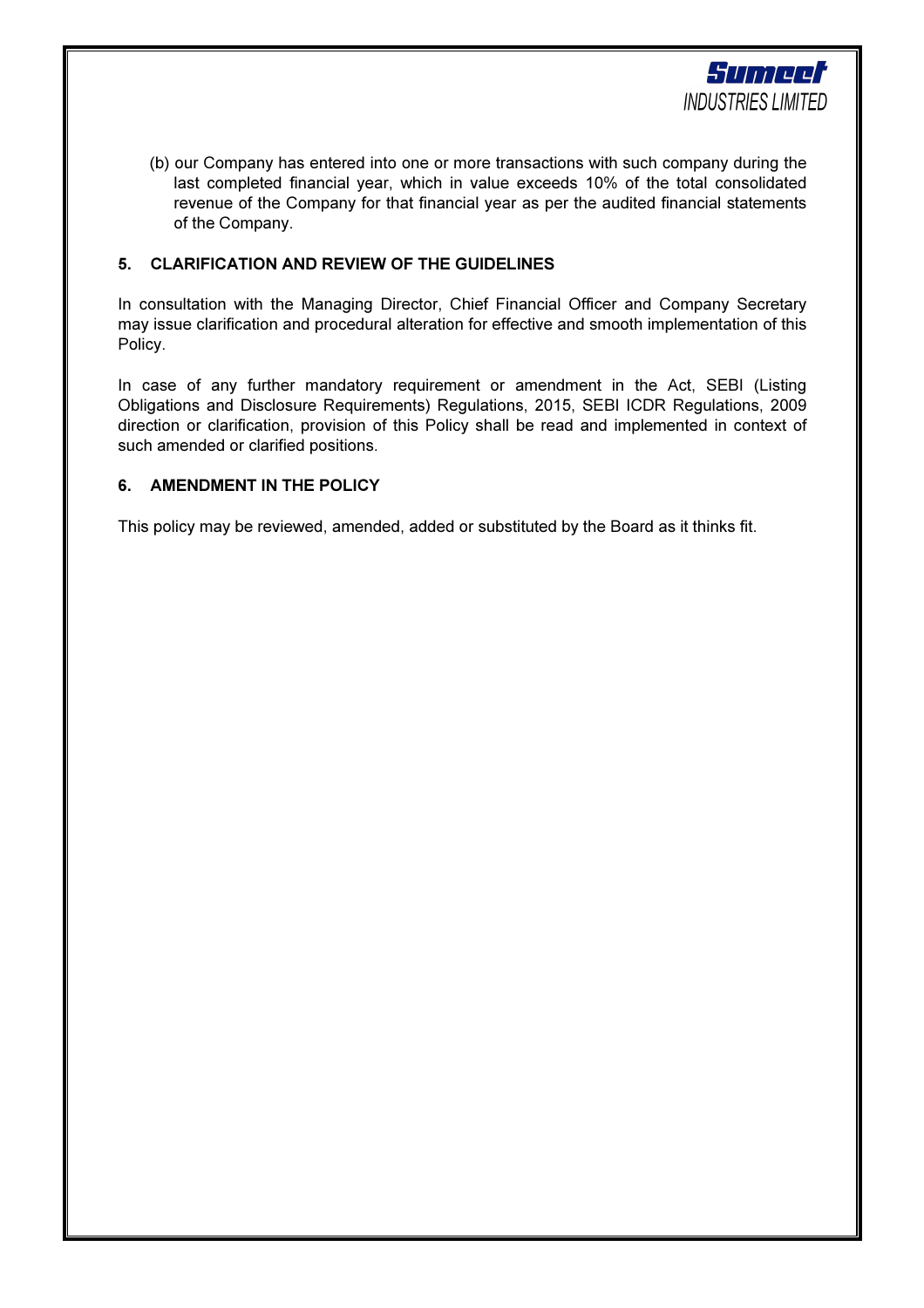(b) our Company has entered into one or more transactions with such company during the last completed financial year, which in value exceeds 10% of the total consolidated revenue of the Company for that financial year as per the audited financial statements of the Company.

## 5. CLARIFICATION AND REVIEW OF THE GUIDELINES

In consultation with the Managing Director, Chief Financial Officer and Company Secretary may issue clarification and procedural alteration for effective and smooth implementation of this Policy.

In case of any further mandatory requirement or amendment in the Act, SEBI (Listing Obligations and Disclosure Requirements) Regulations, 2015, SEBI ICDR Regulations, 2009 direction or clarification, provision of this Policy shall be read and implemented in context of such amended or clarified positions.

## 6. AMENDMENT IN THE POLICY

This policy may be reviewed, amended, added or substituted by the Board as it thinks fit.